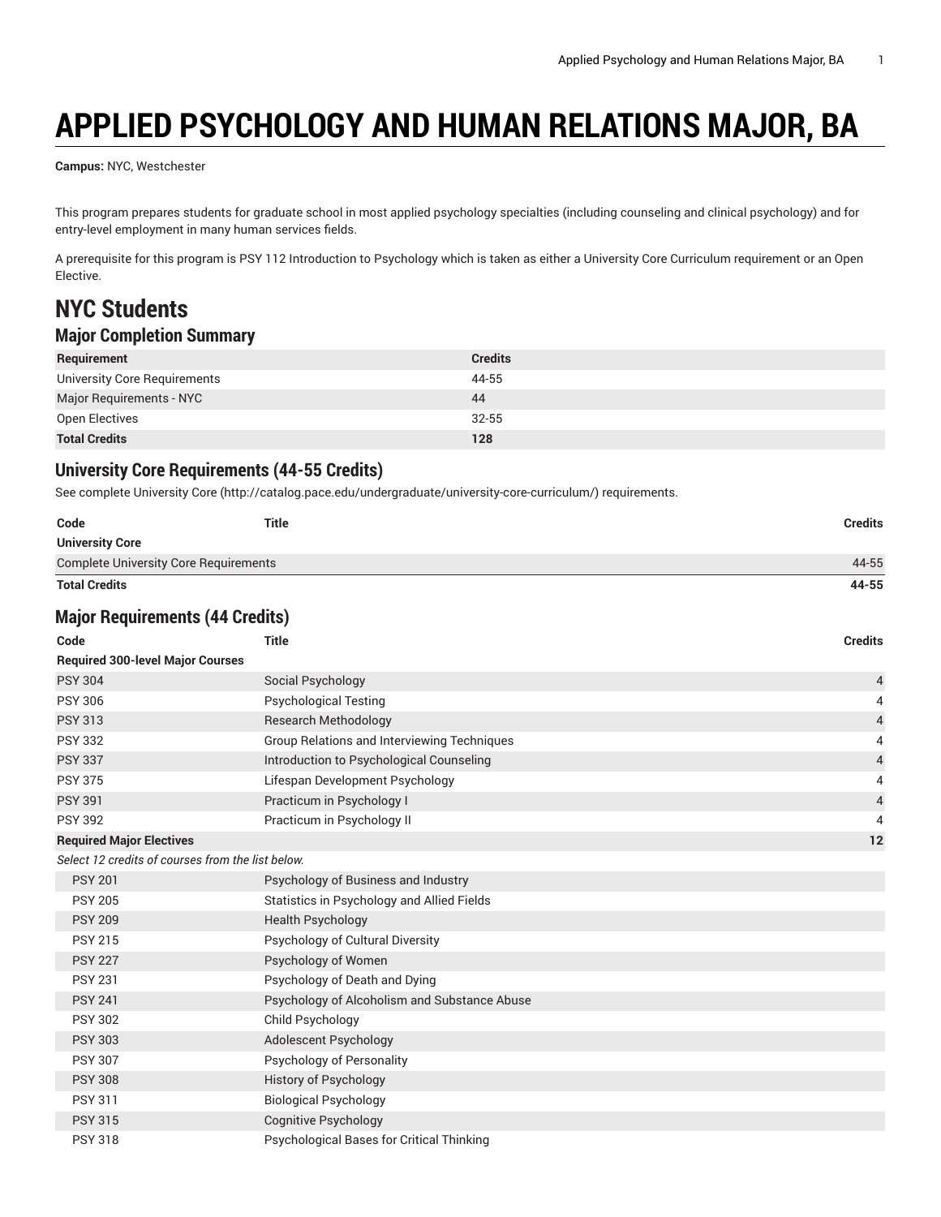# APPLIED PSYCHOLOGY AND HUMAN RELATIONS MAJOR, BA

**Campus:** NYC, Westchester

This program prepares students for graduate school in most applied psychology specialties (including counseling and clinical psychology) and for entry-level employment in many human services fields.

A prerequisite for this program is PSY 112 Introduction to Psychology which is taken as either a University Core Curriculum requirement or an Open Elective.

## NYC Students

### Major Completion Summary

| Requirement | Credits |
|---|---|
| University Core Requirements | 44-55 |
| Major Requirements - NYC | 44 |
| Open Electives | 32-55 |
| **Total Credits** | **128** |

### University Core Requirements (44-55 Credits)

See complete University Core (http://catalog.pace.edu/undergraduate/university-core-curriculum/) requirements.

| Code | Title | Credits |
|---|---|---|
| **University Core** | | |
| Complete University Core Requirements | | 44-55 |
| **Total Credits** | | **44-55** |

### Major Requirements (44 Credits)

| Code | Title | Credits |
|---|---|---|
| **Required 300-level Major Courses** | | |
| PSY 304 | Social Psychology | 4 |
| PSY 306 | Psychological Testing | 4 |
| PSY 313 | Research Methodology | 4 |
| PSY 332 | Group Relations and Interviewing Techniques | 4 |
| PSY 337 | Introduction to Psychological Counseling | 4 |
| PSY 375 | Lifespan Development Psychology | 4 |
| PSY 391 | Practicum in Psychology I | 4 |
| PSY 392 | Practicum in Psychology II | 4 |
| **Required Major Electives** | | **12** |
| *Select 12 credits of courses from the list below.* | | |
| PSY 201 | Psychology of Business and Industry | |
| PSY 205 | Statistics in Psychology and Allied Fields | |
| PSY 209 | Health Psychology | |
| PSY 215 | Psychology of Cultural Diversity | |
| PSY 227 | Psychology of Women | |
| PSY 231 | Psychology of Death and Dying | |
| PSY 241 | Psychology of Alcoholism and Substance Abuse | |
| PSY 302 | Child Psychology | |
| PSY 303 | Adolescent Psychology | |
| PSY 307 | Psychology of Personality | |
| PSY 308 | History of Psychology | |
| PSY 311 | Biological Psychology | |
| PSY 315 | Cognitive Psychology | |
| PSY 318 | Psychological Bases for Critical Thinking | |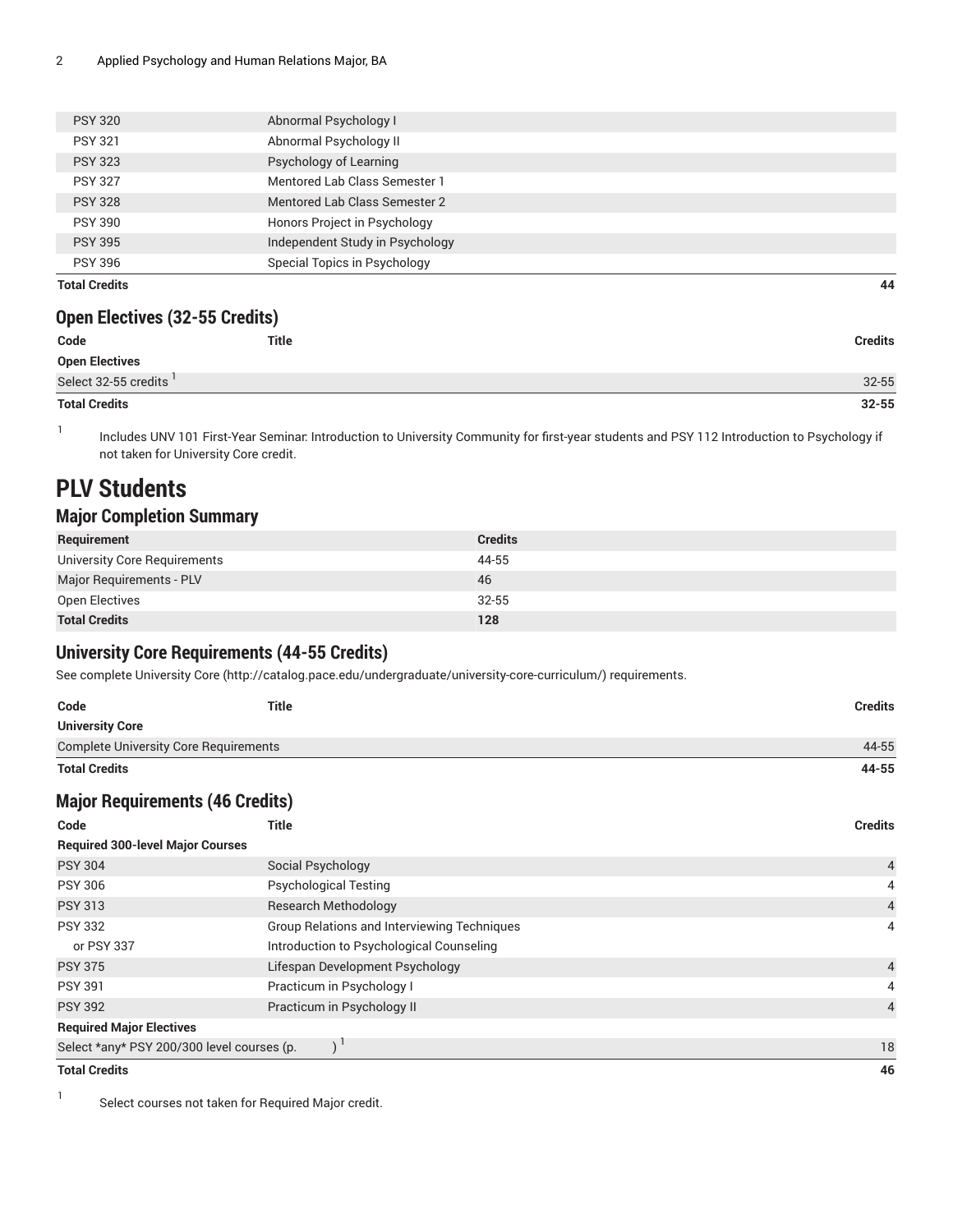| | | |
|---|---|---|
| PSY 320 | Abnormal Psychology I | |
| PSY 321 | Abnormal Psychology II | |
| PSY 323 | Psychology of Learning | |
| PSY 327 | Mentored Lab Class Semester 1 | |
| PSY 328 | Mentored Lab Class Semester 2 | |
| PSY 390 | Honors Project in Psychology | |
| PSY 395 | Independent Study in Psychology | |
| PSY 396 | Special Topics in Psychology | |
| **Total Credits** | | **44** |

### Open Electives (32-55 Credits)

| Code | Title | Credits |
|---|---|---|
| **Open Electives** | | |
| Select 32-55 credits [1] | | 32-55 |
| **Total Credits** | | **32-55** |

1. Includes UNV 101 First-Year Seminar: Introduction to University Community for first-year students and PSY 112 Introduction to Psychology if not taken for University Core credit.

# PLV Students

### Major Completion Summary

| Requirement | Credits |
|---|---|
| University Core Requirements | 44-55 |
| Major Requirements - PLV | 46 |
| Open Electives | 32-55 |
| **Total Credits** | **128** |

### University Core Requirements (44-55 Credits)

See complete University Core (http://catalog.pace.edu/undergraduate/university-core-curriculum/) requirements.

| Code | Title | Credits |
|---|---|---|
| **University Core** | | |
| Complete University Core Requirements | | 44-55 |
| **Total Credits** | | **44-55** |

### Major Requirements (46 Credits)

| Code | Title | Credits |
|---|---|---|
| **Required 300-level Major Courses** | | |
| PSY 304 | Social Psychology | 4 |
| PSY 306 | Psychological Testing | 4 |
| PSY 313 | Research Methodology | 4 |
| PSY 332 | Group Relations and Interviewing Techniques | 4 |
| or PSY 337 | Introduction to Psychological Counseling | |
| PSY 375 | Lifespan Development Psychology | 4 |
| PSY 391 | Practicum in Psychology I | 4 |
| PSY 392 | Practicum in Psychology II | 4 |
| **Required Major Electives** | | |
| Select *any* PSY 200/300 level courses (p. ) [1] | | 18 |
| **Total Credits** | | **46** |

1. Select courses not taken for Required Major credit.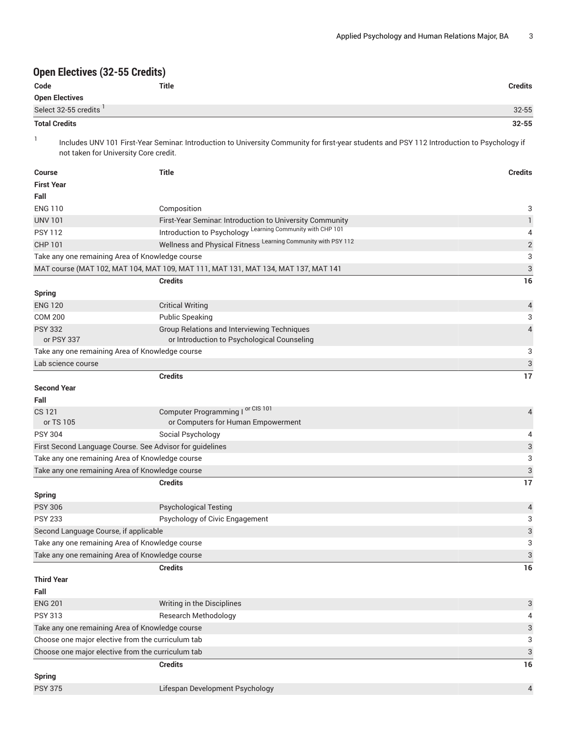## Open Electives (32-55 Credits)

| Code | Title | Credits |
|---|---|---|
| **Open Electives** | | |
| Select 32-55 credits [1] | | 32-55 |
| **Total Credits** | | **32-55** |

1. Includes UNV 101 First-Year Seminar: Introduction to University Community for first-year students and PSY 112 Introduction to Psychology if not taken for University Core credit.

| Course | Title | Credits |
|---|---|---|
| **First Year** | | |
| **Fall** | | |
| ENG 110 | Composition | 3 |
| UNV 101 | First-Year Seminar: Introduction to University Community | 1 |
| PSY 112 | Introduction to Psychology Learning Community with CHP 101 | 4 |
| CHP 101 | Wellness and Physical Fitness Learning Community with PSY 112 | 2 |
| Take any one remaining Area of Knowledge course | | 3 |
| MAT course (MAT 102, MAT 104, MAT 109, MAT 111, MAT 131, MAT 134, MAT 137, MAT 141 | | 3 |
| | **Credits** | **16** |
| **Spring** | | |
| ENG 120 | Critical Writing | 4 |
| COM 200 | Public Speaking | 3 |
| PSY 332 or PSY 337 | Group Relations and Interviewing Techniques or Introduction to Psychological Counseling | 4 |
| Take any one remaining Area of Knowledge course | | 3 |
| Lab science course | | 3 |
| | **Credits** | **17** |
| **Second Year** | | |
| **Fall** | | |
| CS 121 or TS 105 | Computer Programming I or CIS 101 or Computers for Human Empowerment | 4 |
| PSY 304 | Social Psychology | 4 |
| First Second Language Course. See Advisor for guidelines | | 3 |
| Take any one remaining Area of Knowledge course | | 3 |
| Take any one remaining Area of Knowledge course | | 3 |
| | **Credits** | **17** |
| **Spring** | | |
| PSY 306 | Psychological Testing | 4 |
| PSY 233 | Psychology of Civic Engagement | 3 |
| Second Language Course, if applicable | | 3 |
| Take any one remaining Area of Knowledge course | | 3 |
| Take any one remaining Area of Knowledge course | | 3 |
| | **Credits** | **16** |
| **Third Year** | | |
| **Fall** | | |
| ENG 201 | Writing in the Disciplines | 3 |
| PSY 313 | Research Methodology | 4 |
| Take any one remaining Area of Knowledge course | | 3 |
| Choose one major elective from the curriculum tab | | 3 |
| Choose one major elective from the curriculum tab | | 3 |
| | **Credits** | **16** |
| **Spring** | | |
| PSY 375 | Lifespan Development Psychology | 4 |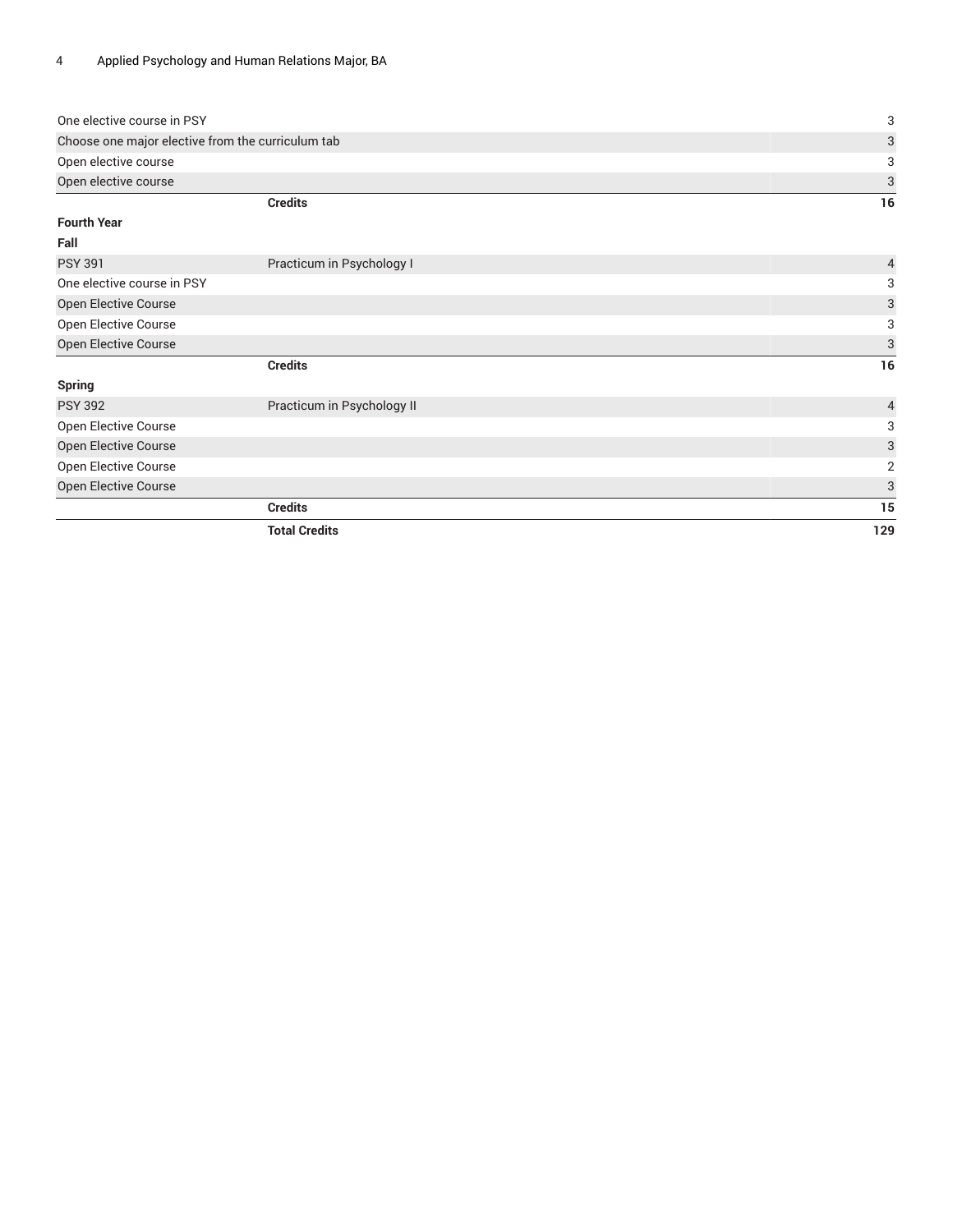| | | |
|---|---|---|
| One elective course in PSY | | 3 |
| Choose one major elective from the curriculum tab | | 3 |
| Open elective course | | 3 |
| Open elective course | | 3 |
| | **Credits** | **16** |
| **Fourth Year** | | |
| **Fall** | | |
| PSY 391 | Practicum in Psychology I | 4 |
| One elective course in PSY | | 3 |
| Open Elective Course | | 3 |
| Open Elective Course | | 3 |
| Open Elective Course | | 3 |
| | **Credits** | **16** |
| **Spring** | | |
| PSY 392 | Practicum in Psychology II | 4 |
| Open Elective Course | | 3 |
| Open Elective Course | | 3 |
| Open Elective Course | | 2 |
| Open Elective Course | | 3 |
| | **Credits** | **15** |
| | **Total Credits** | **129** |